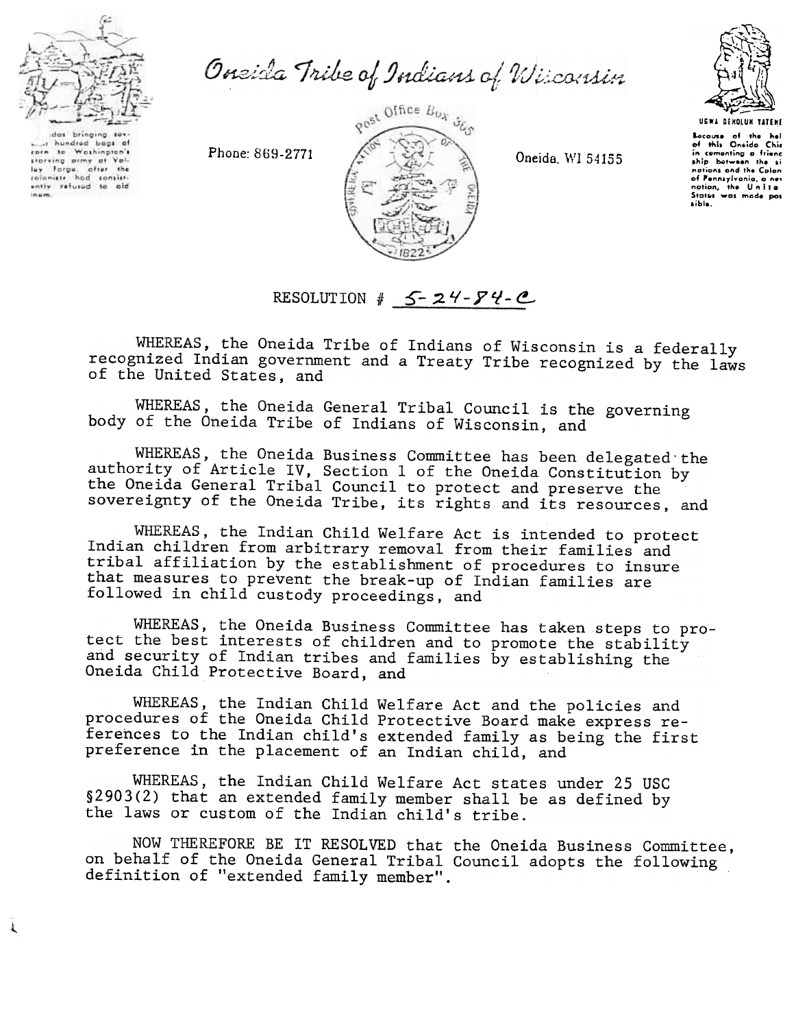# Oneida Tribe of Indians of Wisconsin

Phone: 869-2771

Post Office Box 365

Oneida, WI 54155

RESOLUTION # 5-24-84-C

WHEREAS, the Oneida Tribe of Indians of Wisconsin is a federally recognized Indian government and a Treaty Tribe recognized by the laws of the United States, and

WHEREAS, the Oneida General Tribal Council is the governing body of the Oneida Tribe of Indians of Wisconsin, and

WHEREAS, the Oneida Business Committee has been delegated the authority of Article IV, Section 1 of the Oneida Constitution by the Oneida General Tribal Council to protect and preserve the sovereignty of the Oneida Tribe, its rights and its resources, and

WHEREAS, the Indian Child Welfare Act is intended to protect Indian children from arbitrary removal from their families and tribal affiliation by the establishment of procedures to insure that measures to prevent the break-up of Indian families are followed in child custody proceedings, and

WHEREAS, the Oneida Business Committee has taken steps to protect the best interests of children and to promote the stability and security of Indian tribes and families by establishing the Oneida Child Protective Board, and

WHEREAS, the Indian Child Welfare Act and the policies and procedures of the Oneida Child Protective Board make express references to the Indian child's extended family as being the first preference in the placement of an Indian child, and

WHEREAS, the Indian Child Welfare Act states under 25 USC §2903(2) that an extended family member shall be as defined by the laws or custom of the Indian child's tribe.

NOW THEREFORE BE IT RESOLVED that the Oneida Business Committee, on behalf of the Oneida General Tribal Council adopts the following definition of "extended family member".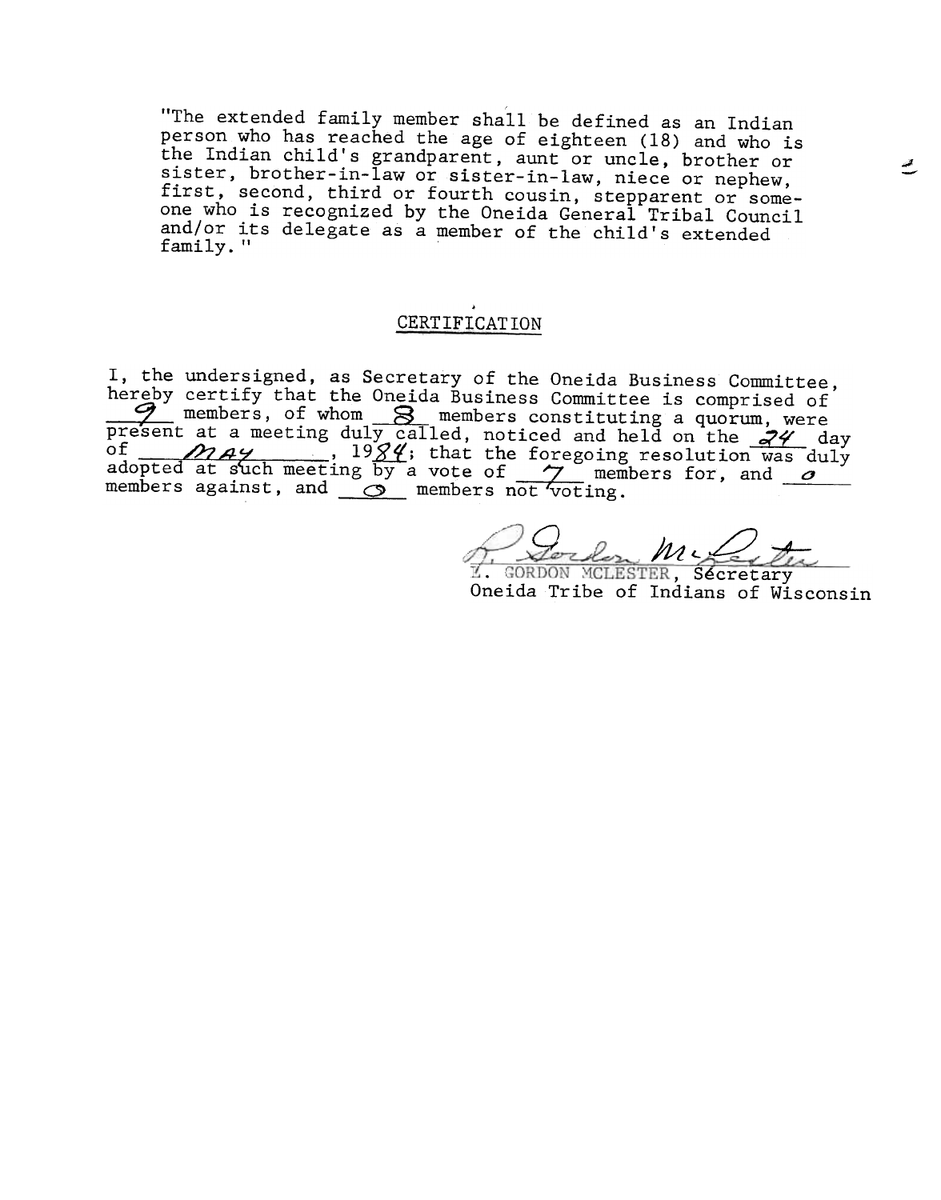"The extended family member shall be defined as an Indian person who has reached the age of eighteen (18) and who is the Indian child's grandparent, aunt or uncle, brother or sister, brother-in-law or sister-in-law, niece or nephew, first, second, third or fourth cousin, stepparent or someone who is recognized by the Oneida General Tribal Council and/or its delegate as a member of the child's extended family."

## CERTIFICATION

I, the undersigned, as Secretary of the Oneida Business Committee, hereby certify that the Oneida Business Committee is comprised of 9 members, of whom 8 members constituting a quorum, were present at a meeting duly called, noticed and held on the 24 day of MAY, 1984; that the foregoing resolution was duly adopted at such meeting by a vote of 7 members for, and 0 members against, and 0 members not voting.

L. GORDON MCLESTER, Secretary
Oneida Tribe of Indians of Wisconsin